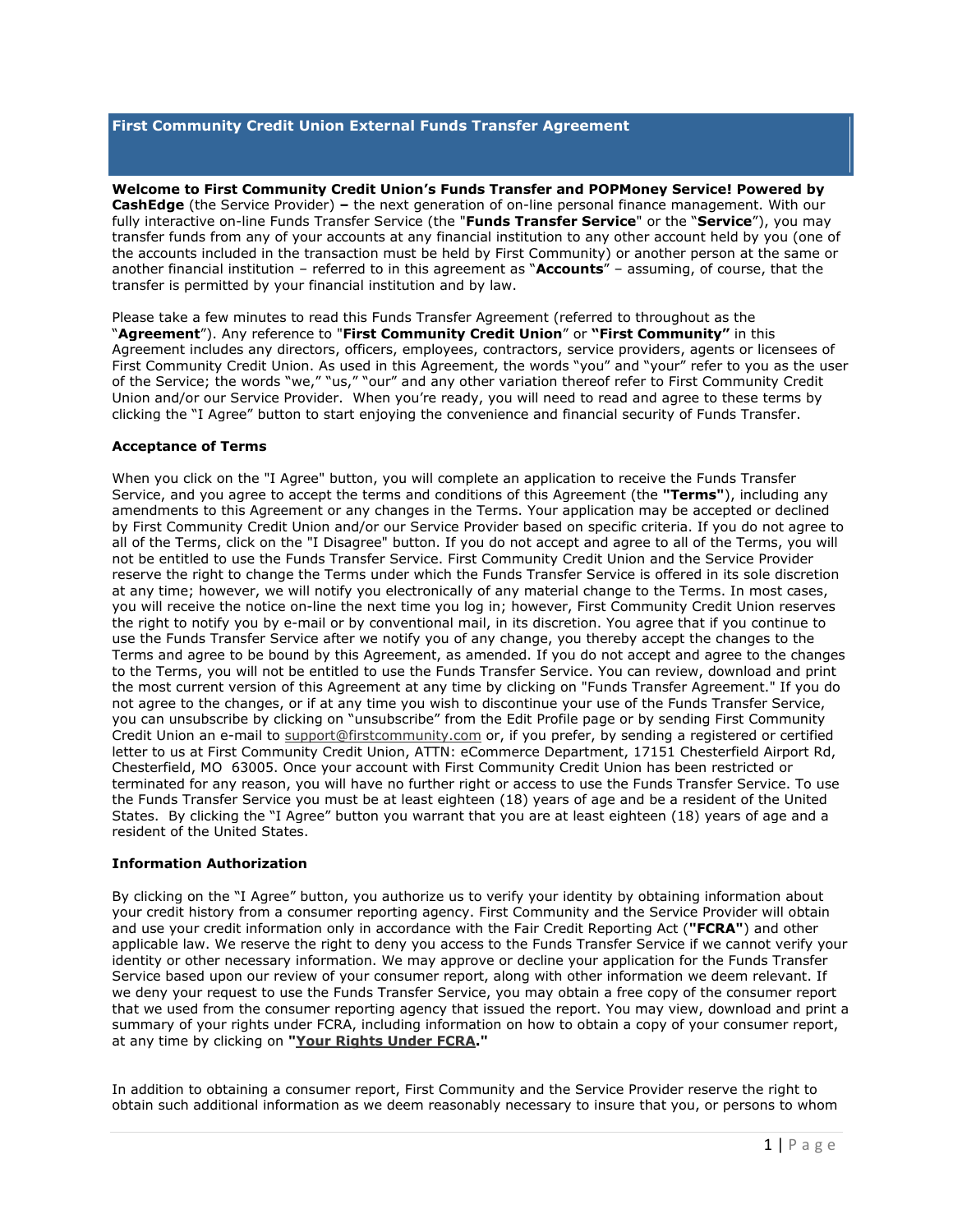# First Community Credit Union External Funds Transfer Agreement

**Welcome to First Community Credit Union's Funds Transfer and POPMoney Service! Powered by CashEdge** (the Service Provider) **–** the next generation of on-line personal finance management. With our fully interactive on-line Funds Transfer Service (the "**Funds Transfer Service**" or the "**Service**"), you may transfer funds from any of your accounts at any financial institution to any other account held by you (one of the accounts included in the transaction must be held by First Community) or another person at the same or another financial institution – referred to in this agreement as "**Accounts**" – assuming, of course, that the transfer is permitted by your financial institution and by law.

Please take a few minutes to read this Funds Transfer Agreement (referred to throughout as the "**Agreement**"). Any reference to "**First Community Credit Union**" or **"First Community"** in this Agreement includes any directors, officers, employees, contractors, service providers, agents or licensees of First Community Credit Union. As used in this Agreement, the words "you" and "your" refer to you as the user of the Service; the words "we," "us," "our" and any other variation thereof refer to First Community Credit Union and/or our Service Provider. When you're ready, you will need to read and agree to these terms by clicking the "I Agree" button to start enjoying the convenience and financial security of Funds Transfer.

**Acceptance of Terms**

When you click on the "I Agree" button, you will complete an application to receive the Funds Transfer Service, and you agree to accept the terms and conditions of this Agreement (the **"Terms"**), including any amendments to this Agreement or any changes in the Terms. Your application may be accepted or declined by First Community Credit Union and/or our Service Provider based on specific criteria. If you do not agree to all of the Terms, click on the "I Disagree" button. If you do not accept and agree to all of the Terms, you will not be entitled to use the Funds Transfer Service. First Community Credit Union and the Service Provider reserve the right to change the Terms under which the Funds Transfer Service is offered in its sole discretion at any time; however, we will notify you electronically of any material change to the Terms. In most cases, you will receive the notice on-line the next time you log in; however, First Community Credit Union reserves the right to notify you by e-mail or by conventional mail, in its discretion. You agree that if you continue to use the Funds Transfer Service after we notify you of any change, you thereby accept the changes to the Terms and agree to be bound by this Agreement, as amended. If you do not accept and agree to the changes to the Terms, you will not be entitled to use the Funds Transfer Service. You can review, download and print the most current version of this Agreement at any time by clicking on "Funds Transfer Agreement." If you do not agree to the changes, or if at any time you wish to discontinue your use of the Funds Transfer Service, you can unsubscribe by clicking on "unsubscribe" from the Edit Profile page or by sending First Community Credit Union an e-mail to support@firstcommunity.com or, if you prefer, by sending a registered or certified letter to us at First Community Credit Union, ATTN: eCommerce Department, 17151 Chesterfield Airport Rd, Chesterfield, MO 63005. Once your account with First Community Credit Union has been restricted or terminated for any reason, you will have no further right or access to use the Funds Transfer Service. To use the Funds Transfer Service you must be at least eighteen (18) years of age and be a resident of the United States. By clicking the "I Agree" button you warrant that you are at least eighteen (18) years of age and a resident of the United States.

**Information Authorization**

By clicking on the "I Agree" button, you authorize us to verify your identity by obtaining information about your credit history from a consumer reporting agency. First Community and the Service Provider will obtain and use your credit information only in accordance with the Fair Credit Reporting Act (**"FCRA"**) and other applicable law. We reserve the right to deny you access to the Funds Transfer Service if we cannot verify your identity or other necessary information. We may approve or decline your application for the Funds Transfer Service based upon our review of your consumer report, along with other information we deem relevant. If we deny your request to use the Funds Transfer Service, you may obtain a free copy of the consumer report that we used from the consumer reporting agency that issued the report. You may view, download and print a summary of your rights under FCRA, including information on how to obtain a copy of your consumer report, at any time by clicking on **"Your Rights Under FCRA."**

In addition to obtaining a consumer report, First Community and the Service Provider reserve the right to obtain such additional information as we deem reasonably necessary to insure that you, or persons to whom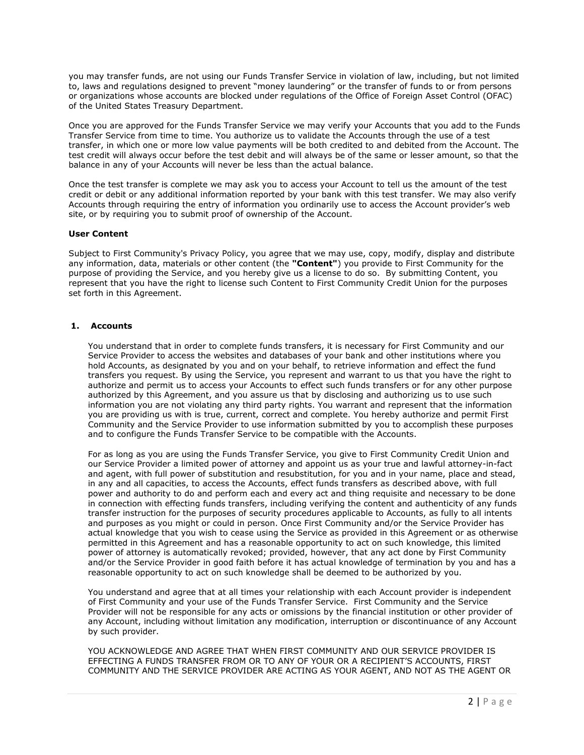you may transfer funds, are not using our Funds Transfer Service in violation of law, including, but not limited to, laws and regulations designed to prevent "money laundering" or the transfer of funds to or from persons or organizations whose accounts are blocked under regulations of the Office of Foreign Asset Control (OFAC) of the United States Treasury Department.

Once you are approved for the Funds Transfer Service we may verify your Accounts that you add to the Funds Transfer Service from time to time. You authorize us to validate the Accounts through the use of a test transfer, in which one or more low value payments will be both credited to and debited from the Account. The test credit will always occur before the test debit and will always be of the same or lesser amount, so that the balance in any of your Accounts will never be less than the actual balance.

Once the test transfer is complete we may ask you to access your Account to tell us the amount of the test credit or debit or any additional information reported by your bank with this test transfer. We may also verify Accounts through requiring the entry of information you ordinarily use to access the Account provider's web site, or by requiring you to submit proof of ownership of the Account.

**User Content**

Subject to First Community's Privacy Policy, you agree that we may use, copy, modify, display and distribute any information, data, materials or other content (the **"Content"**) you provide to First Community for the purpose of providing the Service, and you hereby give us a license to do so. By submitting Content, you represent that you have the right to license such Content to First Community Credit Union for the purposes set forth in this Agreement.

**1. Accounts**

You understand that in order to complete funds transfers, it is necessary for First Community and our Service Provider to access the websites and databases of your bank and other institutions where you hold Accounts, as designated by you and on your behalf, to retrieve information and effect the fund transfers you request. By using the Service, you represent and warrant to us that you have the right to authorize and permit us to access your Accounts to effect such funds transfers or for any other purpose authorized by this Agreement, and you assure us that by disclosing and authorizing us to use such information you are not violating any third party rights. You warrant and represent that the information you are providing us with is true, current, correct and complete. You hereby authorize and permit First Community and the Service Provider to use information submitted by you to accomplish these purposes and to configure the Funds Transfer Service to be compatible with the Accounts.

For as long as you are using the Funds Transfer Service, you give to First Community Credit Union and our Service Provider a limited power of attorney and appoint us as your true and lawful attorney-in-fact and agent, with full power of substitution and resubstitution, for you and in your name, place and stead, in any and all capacities, to access the Accounts, effect funds transfers as described above, with full power and authority to do and perform each and every act and thing requisite and necessary to be done in connection with effecting funds transfers, including verifying the content and authenticity of any funds transfer instruction for the purposes of security procedures applicable to Accounts, as fully to all intents and purposes as you might or could in person. Once First Community and/or the Service Provider has actual knowledge that you wish to cease using the Service as provided in this Agreement or as otherwise permitted in this Agreement and has a reasonable opportunity to act on such knowledge, this limited power of attorney is automatically revoked; provided, however, that any act done by First Community and/or the Service Provider in good faith before it has actual knowledge of termination by you and has a reasonable opportunity to act on such knowledge shall be deemed to be authorized by you.

You understand and agree that at all times your relationship with each Account provider is independent of First Community and your use of the Funds Transfer Service. First Community and the Service Provider will not be responsible for any acts or omissions by the financial institution or other provider of any Account, including without limitation any modification, interruption or discontinuance of any Account by such provider.

YOU ACKNOWLEDGE AND AGREE THAT WHEN FIRST COMMUNITY AND OUR SERVICE PROVIDER IS EFFECTING A FUNDS TRANSFER FROM OR TO ANY OF YOUR OR A RECIPIENT'S ACCOUNTS, FIRST COMMUNITY AND THE SERVICE PROVIDER ARE ACTING AS YOUR AGENT, AND NOT AS THE AGENT OR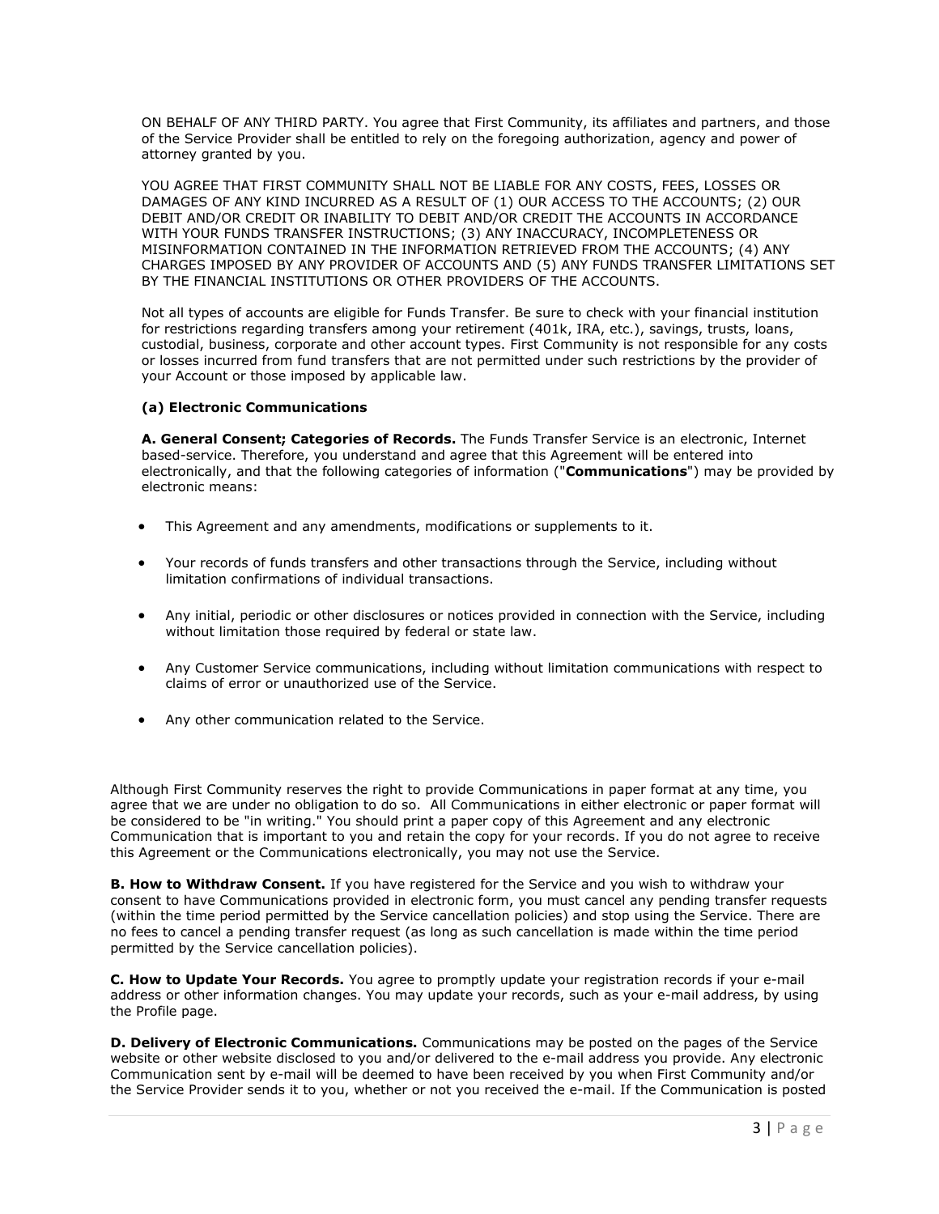ON BEHALF OF ANY THIRD PARTY. You agree that First Community, its affiliates and partners, and those of the Service Provider shall be entitled to rely on the foregoing authorization, agency and power of attorney granted by you.

YOU AGREE THAT FIRST COMMUNITY SHALL NOT BE LIABLE FOR ANY COSTS, FEES, LOSSES OR DAMAGES OF ANY KIND INCURRED AS A RESULT OF (1) OUR ACCESS TO THE ACCOUNTS; (2) OUR DEBIT AND/OR CREDIT OR INABILITY TO DEBIT AND/OR CREDIT THE ACCOUNTS IN ACCORDANCE WITH YOUR FUNDS TRANSFER INSTRUCTIONS; (3) ANY INACCURACY, INCOMPLETENESS OR MISINFORMATION CONTAINED IN THE INFORMATION RETRIEVED FROM THE ACCOUNTS; (4) ANY CHARGES IMPOSED BY ANY PROVIDER OF ACCOUNTS AND (5) ANY FUNDS TRANSFER LIMITATIONS SET BY THE FINANCIAL INSTITUTIONS OR OTHER PROVIDERS OF THE ACCOUNTS.

Not all types of accounts are eligible for Funds Transfer. Be sure to check with your financial institution for restrictions regarding transfers among your retirement (401k, IRA, etc.), savings, trusts, loans, custodial, business, corporate and other account types. First Community is not responsible for any costs or losses incurred from fund transfers that are not permitted under such restrictions by the provider of your Account or those imposed by applicable law.

**(a) Electronic Communications**

**A. General Consent; Categories of Records.** The Funds Transfer Service is an electronic, Internet based-service. Therefore, you understand and agree that this Agreement will be entered into electronically, and that the following categories of information ("**Communications**") may be provided by electronic means:

- This Agreement and any amendments, modifications or supplements to it.
- Your records of funds transfers and other transactions through the Service, including without limitation confirmations of individual transactions.
- Any initial, periodic or other disclosures or notices provided in connection with the Service, including without limitation those required by federal or state law.
- Any Customer Service communications, including without limitation communications with respect to claims of error or unauthorized use of the Service.
- Any other communication related to the Service.

Although First Community reserves the right to provide Communications in paper format at any time, you agree that we are under no obligation to do so. All Communications in either electronic or paper format will be considered to be "in writing." You should print a paper copy of this Agreement and any electronic Communication that is important to you and retain the copy for your records. If you do not agree to receive this Agreement or the Communications electronically, you may not use the Service.

**B. How to Withdraw Consent.** If you have registered for the Service and you wish to withdraw your consent to have Communications provided in electronic form, you must cancel any pending transfer requests (within the time period permitted by the Service cancellation policies) and stop using the Service. There are no fees to cancel a pending transfer request (as long as such cancellation is made within the time period permitted by the Service cancellation policies).

**C. How to Update Your Records.** You agree to promptly update your registration records if your e-mail address or other information changes. You may update your records, such as your e-mail address, by using the Profile page.

**D. Delivery of Electronic Communications.** Communications may be posted on the pages of the Service website or other website disclosed to you and/or delivered to the e-mail address you provide. Any electronic Communication sent by e-mail will be deemed to have been received by you when First Community and/or the Service Provider sends it to you, whether or not you received the e-mail. If the Communication is posted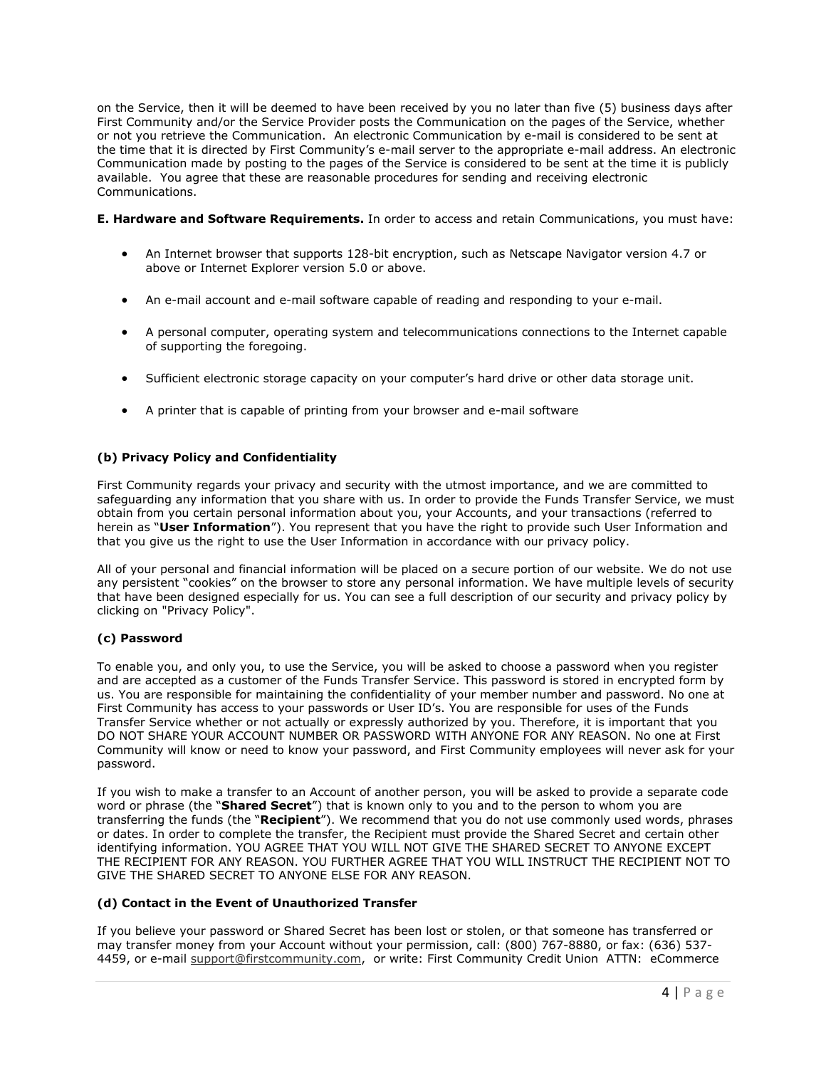on the Service, then it will be deemed to have been received by you no later than five (5) business days after First Community and/or the Service Provider posts the Communication on the pages of the Service, whether or not you retrieve the Communication. An electronic Communication by e-mail is considered to be sent at the time that it is directed by First Community's e-mail server to the appropriate e-mail address. An electronic Communication made by posting to the pages of the Service is considered to be sent at the time it is publicly available. You agree that these are reasonable procedures for sending and receiving electronic Communications.

**E. Hardware and Software Requirements.** In order to access and retain Communications, you must have:

- An Internet browser that supports 128-bit encryption, such as Netscape Navigator version 4.7 or above or Internet Explorer version 5.0 or above.
- An e-mail account and e-mail software capable of reading and responding to your e-mail.
- A personal computer, operating system and telecommunications connections to the Internet capable of supporting the foregoing.
- Sufficient electronic storage capacity on your computer's hard drive or other data storage unit.
- A printer that is capable of printing from your browser and e-mail software

### (b) Privacy Policy and Confidentiality

First Community regards your privacy and security with the utmost importance, and we are committed to safeguarding any information that you share with us. In order to provide the Funds Transfer Service, we must obtain from you certain personal information about you, your Accounts, and your transactions (referred to herein as "**User Information**"). You represent that you have the right to provide such User Information and that you give us the right to use the User Information in accordance with our privacy policy.

All of your personal and financial information will be placed on a secure portion of our website. We do not use any persistent "cookies" on the browser to store any personal information. We have multiple levels of security that have been designed especially for us. You can see a full description of our security and privacy policy by clicking on "Privacy Policy".

### (c) Password

To enable you, and only you, to use the Service, you will be asked to choose a password when you register and are accepted as a customer of the Funds Transfer Service. This password is stored in encrypted form by us. You are responsible for maintaining the confidentiality of your member number and password. No one at First Community has access to your passwords or User ID's. You are responsible for uses of the Funds Transfer Service whether or not actually or expressly authorized by you. Therefore, it is important that you DO NOT SHARE YOUR ACCOUNT NUMBER OR PASSWORD WITH ANYONE FOR ANY REASON. No one at First Community will know or need to know your password, and First Community employees will never ask for your password.

If you wish to make a transfer to an Account of another person, you will be asked to provide a separate code word or phrase (the "**Shared Secret**") that is known only to you and to the person to whom you are transferring the funds (the "**Recipient**"). We recommend that you do not use commonly used words, phrases or dates. In order to complete the transfer, the Recipient must provide the Shared Secret and certain other identifying information. YOU AGREE THAT YOU WILL NOT GIVE THE SHARED SECRET TO ANYONE EXCEPT THE RECIPIENT FOR ANY REASON. YOU FURTHER AGREE THAT YOU WILL INSTRUCT THE RECIPIENT NOT TO GIVE THE SHARED SECRET TO ANYONE ELSE FOR ANY REASON.

### (d) Contact in the Event of Unauthorized Transfer

If you believe your password or Shared Secret has been lost or stolen, or that someone has transferred or may transfer money from your Account without your permission, call: (800) 767-8880, or fax: (636) 537-4459, or e-mail support@firstcommunity.com, or write: First Community Credit Union ATTN: eCommerce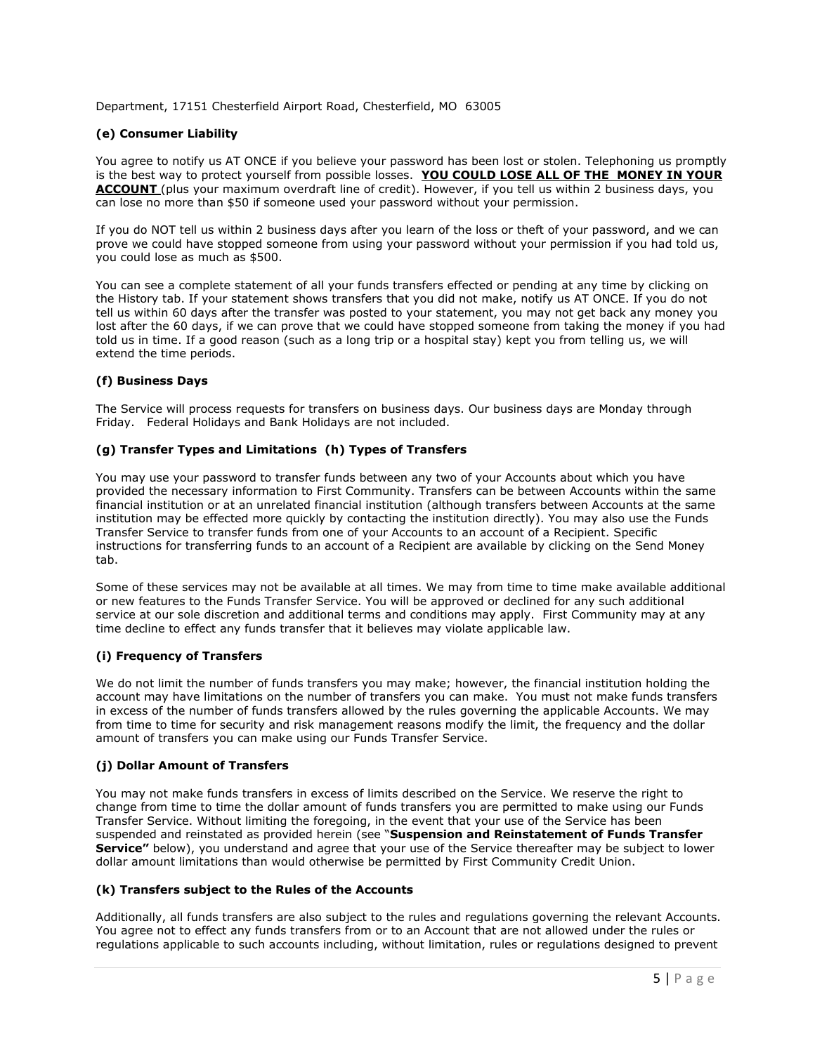Department, 17151 Chesterfield Airport Road, Chesterfield, MO 63005

### (e) Consumer Liability

You agree to notify us AT ONCE if you believe your password has been lost or stolen. Telephoning us promptly is the best way to protect yourself from possible losses. **YOU COULD LOSE ALL OF THE MONEY IN YOUR ACCOUNT** (plus your maximum overdraft line of credit). However, if you tell us within 2 business days, you can lose no more than $50 if someone used your password without your permission.

If you do NOT tell us within 2 business days after you learn of the loss or theft of your password, and we can prove we could have stopped someone from using your password without your permission if you had told us, you could lose as much as $500.

You can see a complete statement of all your funds transfers effected or pending at any time by clicking on the History tab. If your statement shows transfers that you did not make, notify us AT ONCE. If you do not tell us within 60 days after the transfer was posted to your statement, you may not get back any money you lost after the 60 days, if we can prove that we could have stopped someone from taking the money if you had told us in time. If a good reason (such as a long trip or a hospital stay) kept you from telling us, we will extend the time periods.

### (f) Business Days

The Service will process requests for transfers on business days. Our business days are Monday through Friday. Federal Holidays and Bank Holidays are not included.

### (g) Transfer Types and Limitations (h) Types of Transfers

You may use your password to transfer funds between any two of your Accounts about which you have provided the necessary information to First Community. Transfers can be between Accounts within the same financial institution or at an unrelated financial institution (although transfers between Accounts at the same institution may be effected more quickly by contacting the institution directly). You may also use the Funds Transfer Service to transfer funds from one of your Accounts to an account of a Recipient. Specific instructions for transferring funds to an account of a Recipient are available by clicking on the Send Money tab.

Some of these services may not be available at all times. We may from time to time make available additional or new features to the Funds Transfer Service. You will be approved or declined for any such additional service at our sole discretion and additional terms and conditions may apply. First Community may at any time decline to effect any funds transfer that it believes may violate applicable law.

### (i) Frequency of Transfers

We do not limit the number of funds transfers you may make; however, the financial institution holding the account may have limitations on the number of transfers you can make. You must not make funds transfers in excess of the number of funds transfers allowed by the rules governing the applicable Accounts. We may from time to time for security and risk management reasons modify the limit, the frequency and the dollar amount of transfers you can make using our Funds Transfer Service.

### (j) Dollar Amount of Transfers

You may not make funds transfers in excess of limits described on the Service. We reserve the right to change from time to time the dollar amount of funds transfers you are permitted to make using our Funds Transfer Service. Without limiting the foregoing, in the event that your use of the Service has been suspended and reinstated as provided herein (see "**Suspension and Reinstatement of Funds Transfer Service"** below), you understand and agree that your use of the Service thereafter may be subject to lower dollar amount limitations than would otherwise be permitted by First Community Credit Union.

### (k) Transfers subject to the Rules of the Accounts

Additionally, all funds transfers are also subject to the rules and regulations governing the relevant Accounts. You agree not to effect any funds transfers from or to an Account that are not allowed under the rules or regulations applicable to such accounts including, without limitation, rules or regulations designed to prevent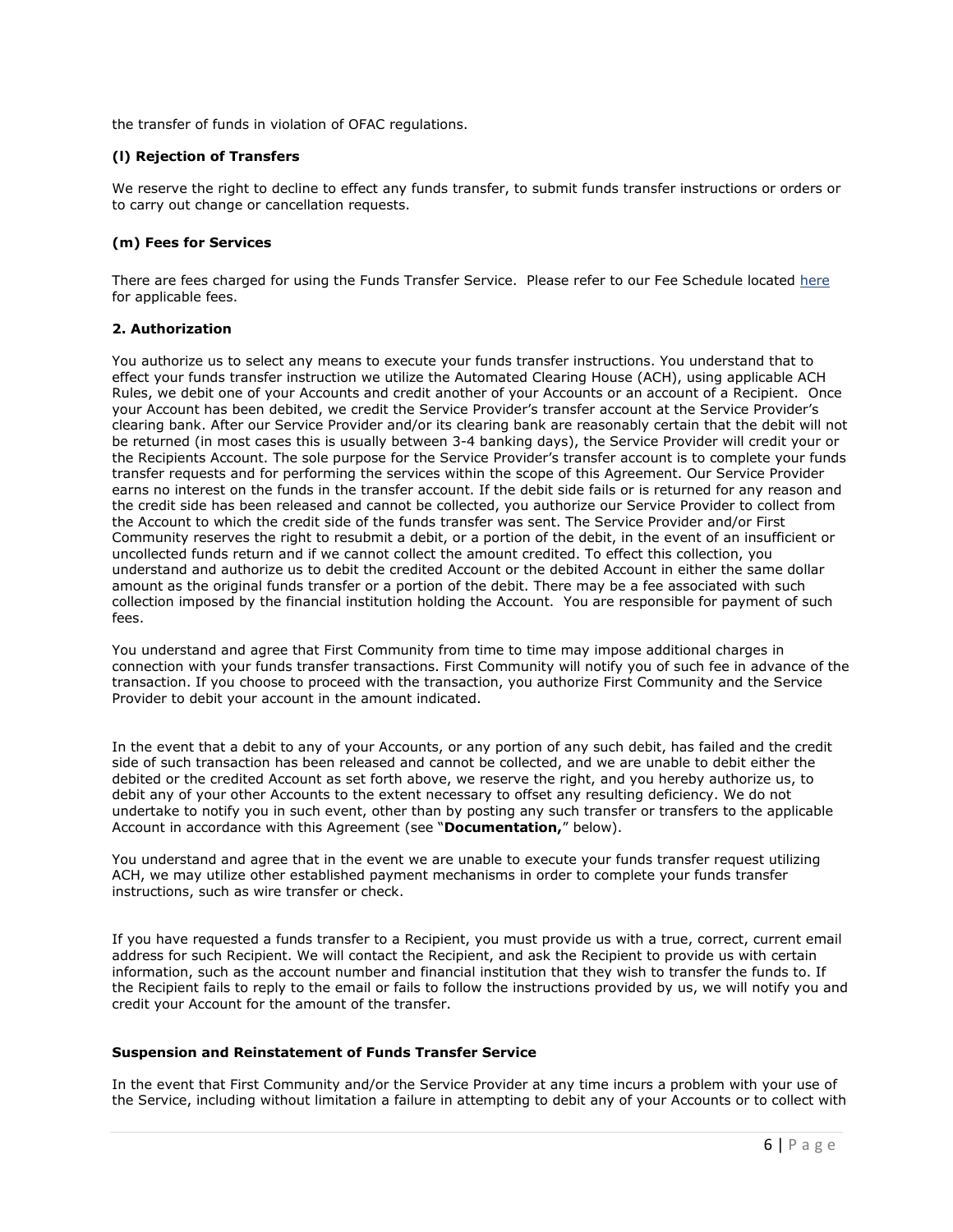the transfer of funds in violation of OFAC regulations.

### (l) Rejection of Transfers

We reserve the right to decline to effect any funds transfer, to submit funds transfer instructions or orders or to carry out change or cancellation requests.

### (m) Fees for Services

There are fees charged for using the Funds Transfer Service. Please refer to our Fee Schedule located here for applicable fees.

### 2. Authorization

You authorize us to select any means to execute your funds transfer instructions. You understand that to effect your funds transfer instruction we utilize the Automated Clearing House (ACH), using applicable ACH Rules, we debit one of your Accounts and credit another of your Accounts or an account of a Recipient. Once your Account has been debited, we credit the Service Provider's transfer account at the Service Provider's clearing bank. After our Service Provider and/or its clearing bank are reasonably certain that the debit will not be returned (in most cases this is usually between 3-4 banking days), the Service Provider will credit your or the Recipients Account. The sole purpose for the Service Provider's transfer account is to complete your funds transfer requests and for performing the services within the scope of this Agreement. Our Service Provider earns no interest on the funds in the transfer account. If the debit side fails or is returned for any reason and the credit side has been released and cannot be collected, you authorize our Service Provider to collect from the Account to which the credit side of the funds transfer was sent. The Service Provider and/or First Community reserves the right to resubmit a debit, or a portion of the debit, in the event of an insufficient or uncollected funds return and if we cannot collect the amount credited. To effect this collection, you understand and authorize us to debit the credited Account or the debited Account in either the same dollar amount as the original funds transfer or a portion of the debit. There may be a fee associated with such collection imposed by the financial institution holding the Account. You are responsible for payment of such fees.

You understand and agree that First Community from time to time may impose additional charges in connection with your funds transfer transactions. First Community will notify you of such fee in advance of the transaction. If you choose to proceed with the transaction, you authorize First Community and the Service Provider to debit your account in the amount indicated.

In the event that a debit to any of your Accounts, or any portion of any such debit, has failed and the credit side of such transaction has been released and cannot be collected, and we are unable to debit either the debited or the credited Account as set forth above, we reserve the right, and you hereby authorize us, to debit any of your other Accounts to the extent necessary to offset any resulting deficiency. We do not undertake to notify you in such event, other than by posting any such transfer or transfers to the applicable Account in accordance with this Agreement (see "**Documentation,**" below).

You understand and agree that in the event we are unable to execute your funds transfer request utilizing ACH, we may utilize other established payment mechanisms in order to complete your funds transfer instructions, such as wire transfer or check.

If you have requested a funds transfer to a Recipient, you must provide us with a true, correct, current email address for such Recipient. We will contact the Recipient, and ask the Recipient to provide us with certain information, such as the account number and financial institution that they wish to transfer the funds to. If the Recipient fails to reply to the email or fails to follow the instructions provided by us, we will notify you and credit your Account for the amount of the transfer.

### Suspension and Reinstatement of Funds Transfer Service

In the event that First Community and/or the Service Provider at any time incurs a problem with your use of the Service, including without limitation a failure in attempting to debit any of your Accounts or to collect with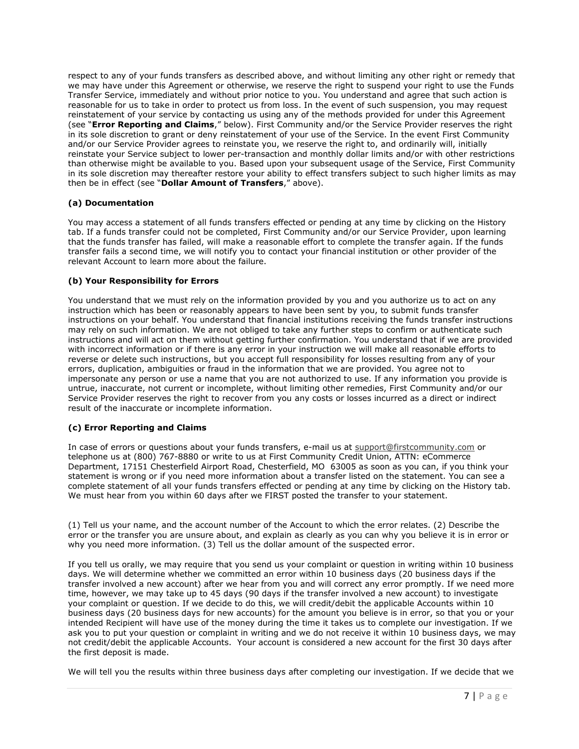respect to any of your funds transfers as described above, and without limiting any other right or remedy that we may have under this Agreement or otherwise, we reserve the right to suspend your right to use the Funds Transfer Service, immediately and without prior notice to you. You understand and agree that such action is reasonable for us to take in order to protect us from loss. In the event of such suspension, you may request reinstatement of your service by contacting us using any of the methods provided for under this Agreement (see "**Error Reporting and Claims**," below). First Community and/or the Service Provider reserves the right in its sole discretion to grant or deny reinstatement of your use of the Service. In the event First Community and/or our Service Provider agrees to reinstate you, we reserve the right to, and ordinarily will, initially reinstate your Service subject to lower per-transaction and monthly dollar limits and/or with other restrictions than otherwise might be available to you. Based upon your subsequent usage of the Service, First Community in its sole discretion may thereafter restore your ability to effect transfers subject to such higher limits as may then be in effect (see "**Dollar Amount of Transfers**," above).

### (a) Documentation

You may access a statement of all funds transfers effected or pending at any time by clicking on the History tab. If a funds transfer could not be completed, First Community and/or our Service Provider, upon learning that the funds transfer has failed, will make a reasonable effort to complete the transfer again. If the funds transfer fails a second time, we will notify you to contact your financial institution or other provider of the relevant Account to learn more about the failure.

### (b) Your Responsibility for Errors

You understand that we must rely on the information provided by you and you authorize us to act on any instruction which has been or reasonably appears to have been sent by you, to submit funds transfer instructions on your behalf. You understand that financial institutions receiving the funds transfer instructions may rely on such information. We are not obliged to take any further steps to confirm or authenticate such instructions and will act on them without getting further confirmation. You understand that if we are provided with incorrect information or if there is any error in your instruction we will make all reasonable efforts to reverse or delete such instructions, but you accept full responsibility for losses resulting from any of your errors, duplication, ambiguities or fraud in the information that we are provided. You agree not to impersonate any person or use a name that you are not authorized to use. If any information you provide is untrue, inaccurate, not current or incomplete, without limiting other remedies, First Community and/or our Service Provider reserves the right to recover from you any costs or losses incurred as a direct or indirect result of the inaccurate or incomplete information.

### (c) Error Reporting and Claims

In case of errors or questions about your funds transfers, e-mail us at support@firstcommunity.com or telephone us at (800) 767-8880 or write to us at First Community Credit Union, ATTN: eCommerce Department, 17151 Chesterfield Airport Road, Chesterfield, MO 63005 as soon as you can, if you think your statement is wrong or if you need more information about a transfer listed on the statement. You can see a complete statement of all your funds transfers effected or pending at any time by clicking on the History tab. We must hear from you within 60 days after we FIRST posted the transfer to your statement.

(1) Tell us your name, and the account number of the Account to which the error relates. (2) Describe the error or the transfer you are unsure about, and explain as clearly as you can why you believe it is in error or why you need more information. (3) Tell us the dollar amount of the suspected error.

If you tell us orally, we may require that you send us your complaint or question in writing within 10 business days. We will determine whether we committed an error within 10 business days (20 business days if the transfer involved a new account) after we hear from you and will correct any error promptly. If we need more time, however, we may take up to 45 days (90 days if the transfer involved a new account) to investigate your complaint or question. If we decide to do this, we will credit/debit the applicable Accounts within 10 business days (20 business days for new accounts) for the amount you believe is in error, so that you or your intended Recipient will have use of the money during the time it takes us to complete our investigation. If we ask you to put your question or complaint in writing and we do not receive it within 10 business days, we may not credit/debit the applicable Accounts. Your account is considered a new account for the first 30 days after the first deposit is made.

We will tell you the results within three business days after completing our investigation. If we decide that we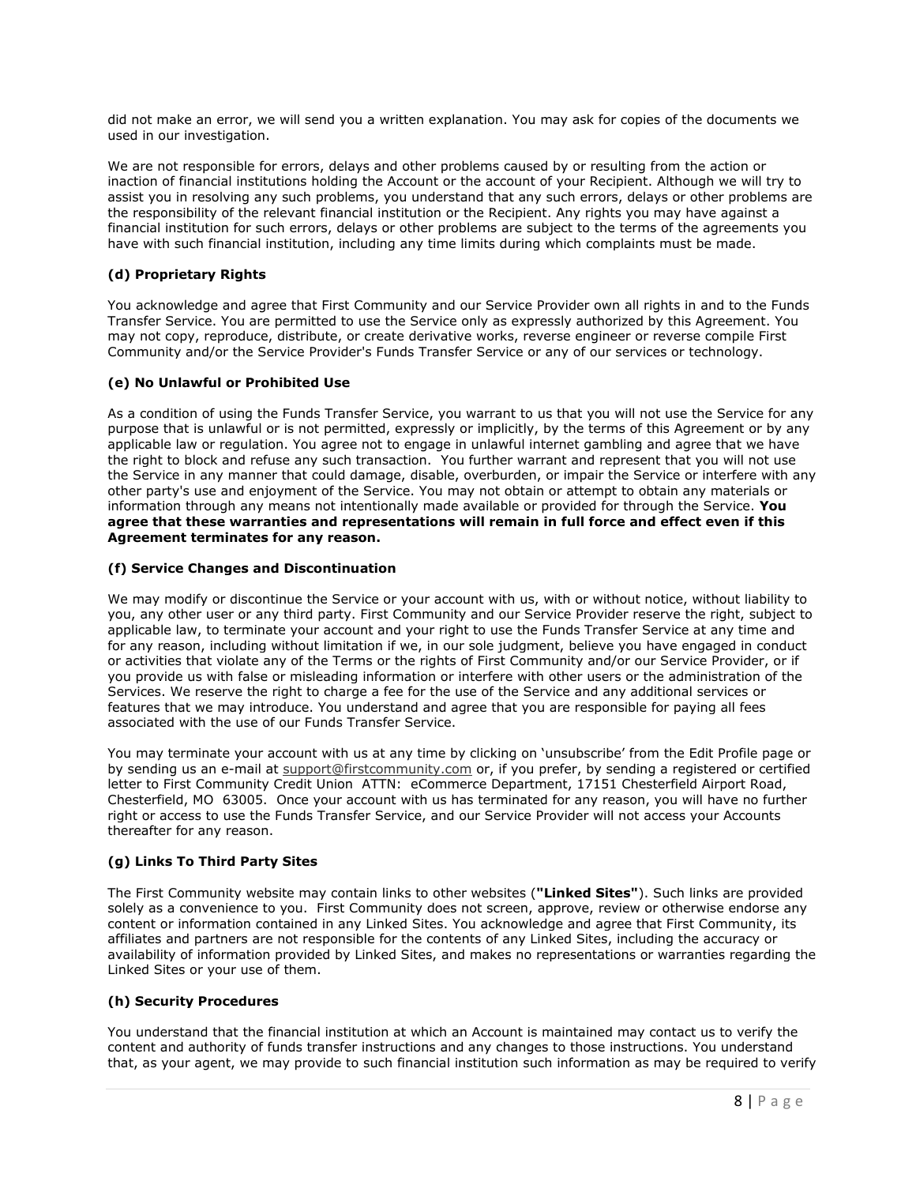did not make an error, we will send you a written explanation. You may ask for copies of the documents we used in our investigation.

We are not responsible for errors, delays and other problems caused by or resulting from the action or inaction of financial institutions holding the Account or the account of your Recipient. Although we will try to assist you in resolving any such problems, you understand that any such errors, delays or other problems are the responsibility of the relevant financial institution or the Recipient. Any rights you may have against a financial institution for such errors, delays or other problems are subject to the terms of the agreements you have with such financial institution, including any time limits during which complaints must be made.

### (d) Proprietary Rights

You acknowledge and agree that First Community and our Service Provider own all rights in and to the Funds Transfer Service. You are permitted to use the Service only as expressly authorized by this Agreement. You may not copy, reproduce, distribute, or create derivative works, reverse engineer or reverse compile First Community and/or the Service Provider's Funds Transfer Service or any of our services or technology.

### (e) No Unlawful or Prohibited Use

As a condition of using the Funds Transfer Service, you warrant to us that you will not use the Service for any purpose that is unlawful or is not permitted, expressly or implicitly, by the terms of this Agreement or by any applicable law or regulation. You agree not to engage in unlawful internet gambling and agree that we have the right to block and refuse any such transaction. You further warrant and represent that you will not use the Service in any manner that could damage, disable, overburden, or impair the Service or interfere with any other party's use and enjoyment of the Service. You may not obtain or attempt to obtain any materials or information through any means not intentionally made available or provided for through the Service. **You agree that these warranties and representations will remain in full force and effect even if this Agreement terminates for any reason.**

### (f) Service Changes and Discontinuation

We may modify or discontinue the Service or your account with us, with or without notice, without liability to you, any other user or any third party. First Community and our Service Provider reserve the right, subject to applicable law, to terminate your account and your right to use the Funds Transfer Service at any time and for any reason, including without limitation if we, in our sole judgment, believe you have engaged in conduct or activities that violate any of the Terms or the rights of First Community and/or our Service Provider, or if you provide us with false or misleading information or interfere with other users or the administration of the Services. We reserve the right to charge a fee for the use of the Service and any additional services or features that we may introduce. You understand and agree that you are responsible for paying all fees associated with the use of our Funds Transfer Service.

You may terminate your account with us at any time by clicking on 'unsubscribe' from the Edit Profile page or by sending us an e-mail at support@firstcommunity.com or, if you prefer, by sending a registered or certified letter to First Community Credit Union ATTN: eCommerce Department, 17151 Chesterfield Airport Road, Chesterfield, MO 63005. Once your account with us has terminated for any reason, you will have no further right or access to use the Funds Transfer Service, and our Service Provider will not access your Accounts thereafter for any reason.

### (g) Links To Third Party Sites

The First Community website may contain links to other websites (**"Linked Sites"**). Such links are provided solely as a convenience to you. First Community does not screen, approve, review or otherwise endorse any content or information contained in any Linked Sites. You acknowledge and agree that First Community, its affiliates and partners are not responsible for the contents of any Linked Sites, including the accuracy or availability of information provided by Linked Sites, and makes no representations or warranties regarding the Linked Sites or your use of them.

### (h) Security Procedures

You understand that the financial institution at which an Account is maintained may contact us to verify the content and authority of funds transfer instructions and any changes to those instructions. You understand that, as your agent, we may provide to such financial institution such information as may be required to verify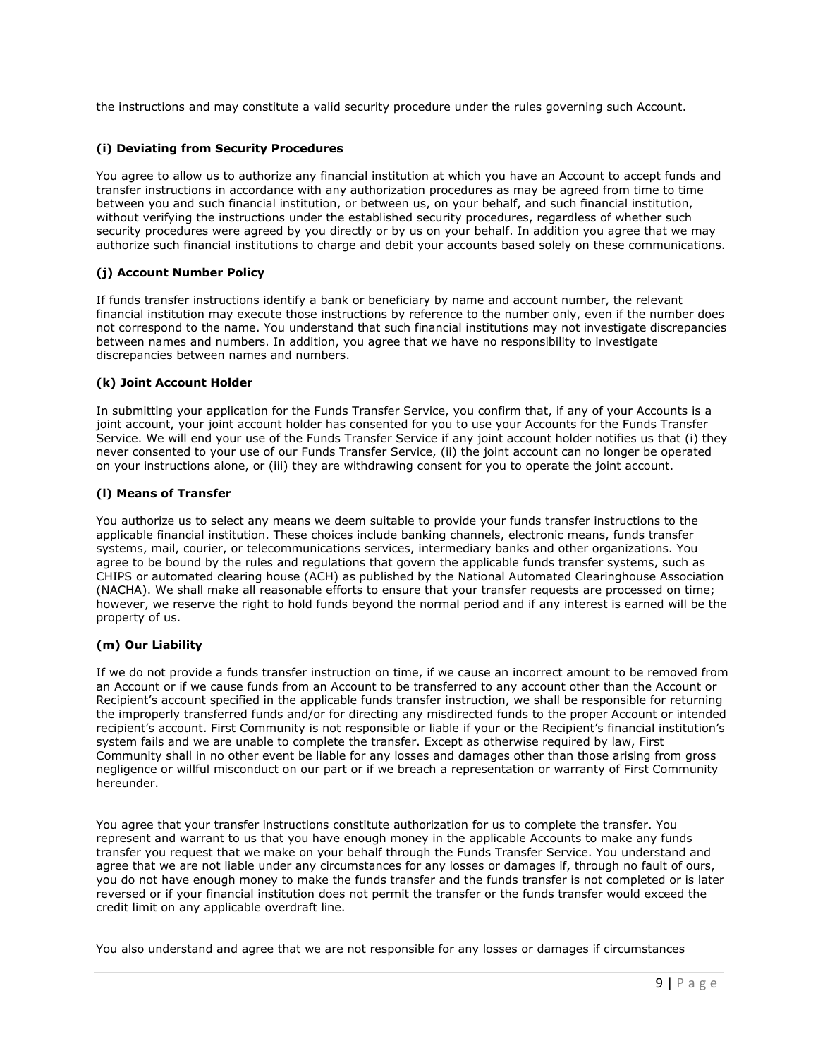the instructions and may constitute a valid security procedure under the rules governing such Account.

### (i) Deviating from Security Procedures

You agree to allow us to authorize any financial institution at which you have an Account to accept funds and transfer instructions in accordance with any authorization procedures as may be agreed from time to time between you and such financial institution, or between us, on your behalf, and such financial institution, without verifying the instructions under the established security procedures, regardless of whether such security procedures were agreed by you directly or by us on your behalf. In addition you agree that we may authorize such financial institutions to charge and debit your accounts based solely on these communications.

### (j) Account Number Policy

If funds transfer instructions identify a bank or beneficiary by name and account number, the relevant financial institution may execute those instructions by reference to the number only, even if the number does not correspond to the name. You understand that such financial institutions may not investigate discrepancies between names and numbers. In addition, you agree that we have no responsibility to investigate discrepancies between names and numbers.

### (k) Joint Account Holder

In submitting your application for the Funds Transfer Service, you confirm that, if any of your Accounts is a joint account, your joint account holder has consented for you to use your Accounts for the Funds Transfer Service. We will end your use of the Funds Transfer Service if any joint account holder notifies us that (i) they never consented to your use of our Funds Transfer Service, (ii) the joint account can no longer be operated on your instructions alone, or (iii) they are withdrawing consent for you to operate the joint account.

### (l) Means of Transfer

You authorize us to select any means we deem suitable to provide your funds transfer instructions to the applicable financial institution. These choices include banking channels, electronic means, funds transfer systems, mail, courier, or telecommunications services, intermediary banks and other organizations. You agree to be bound by the rules and regulations that govern the applicable funds transfer systems, such as CHIPS or automated clearing house (ACH) as published by the National Automated Clearinghouse Association (NACHA). We shall make all reasonable efforts to ensure that your transfer requests are processed on time; however, we reserve the right to hold funds beyond the normal period and if any interest is earned will be the property of us.

### (m) Our Liability

If we do not provide a funds transfer instruction on time, if we cause an incorrect amount to be removed from an Account or if we cause funds from an Account to be transferred to any account other than the Account or Recipient's account specified in the applicable funds transfer instruction, we shall be responsible for returning the improperly transferred funds and/or for directing any misdirected funds to the proper Account or intended recipient's account. First Community is not responsible or liable if your or the Recipient's financial institution's system fails and we are unable to complete the transfer. Except as otherwise required by law, First Community shall in no other event be liable for any losses and damages other than those arising from gross negligence or willful misconduct on our part or if we breach a representation or warranty of First Community hereunder.

You agree that your transfer instructions constitute authorization for us to complete the transfer. You represent and warrant to us that you have enough money in the applicable Accounts to make any funds transfer you request that we make on your behalf through the Funds Transfer Service. You understand and agree that we are not liable under any circumstances for any losses or damages if, through no fault of ours, you do not have enough money to make the funds transfer and the funds transfer is not completed or is later reversed or if your financial institution does not permit the transfer or the funds transfer would exceed the credit limit on any applicable overdraft line.

You also understand and agree that we are not responsible for any losses or damages if circumstances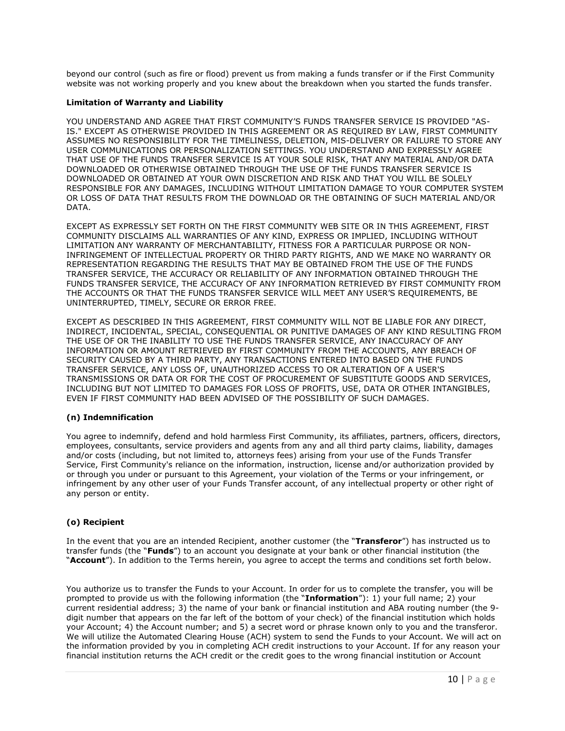beyond our control (such as fire or flood) prevent us from making a funds transfer or if the First Community website was not working properly and you knew about the breakdown when you started the funds transfer.

**Limitation of Warranty and Liability**

YOU UNDERSTAND AND AGREE THAT FIRST COMMUNITY'S FUNDS TRANSFER SERVICE IS PROVIDED "AS-IS." EXCEPT AS OTHERWISE PROVIDED IN THIS AGREEMENT OR AS REQUIRED BY LAW, FIRST COMMUNITY ASSUMES NO RESPONSIBILITY FOR THE TIMELINESS, DELETION, MIS-DELIVERY OR FAILURE TO STORE ANY USER COMMUNICATIONS OR PERSONALIZATION SETTINGS. YOU UNDERSTAND AND EXPRESSLY AGREE THAT USE OF THE FUNDS TRANSFER SERVICE IS AT YOUR SOLE RISK, THAT ANY MATERIAL AND/OR DATA DOWNLOADED OR OTHERWISE OBTAINED THROUGH THE USE OF THE FUNDS TRANSFER SERVICE IS DOWNLOADED OR OBTAINED AT YOUR OWN DISCRETION AND RISK AND THAT YOU WILL BE SOLELY RESPONSIBLE FOR ANY DAMAGES, INCLUDING WITHOUT LIMITATION DAMAGE TO YOUR COMPUTER SYSTEM OR LOSS OF DATA THAT RESULTS FROM THE DOWNLOAD OR THE OBTAINING OF SUCH MATERIAL AND/OR DATA.

EXCEPT AS EXPRESSLY SET FORTH ON THE FIRST COMMUNITY WEB SITE OR IN THIS AGREEMENT, FIRST COMMUNITY DISCLAIMS ALL WARRANTIES OF ANY KIND, EXPRESS OR IMPLIED, INCLUDING WITHOUT LIMITATION ANY WARRANTY OF MERCHANTABILITY, FITNESS FOR A PARTICULAR PURPOSE OR NON-INFRINGEMENT OF INTELLECTUAL PROPERTY OR THIRD PARTY RIGHTS, AND WE MAKE NO WARRANTY OR REPRESENTATION REGARDING THE RESULTS THAT MAY BE OBTAINED FROM THE USE OF THE FUNDS TRANSFER SERVICE, THE ACCURACY OR RELIABILITY OF ANY INFORMATION OBTAINED THROUGH THE FUNDS TRANSFER SERVICE, THE ACCURACY OF ANY INFORMATION RETRIEVED BY FIRST COMMUNITY FROM THE ACCOUNTS OR THAT THE FUNDS TRANSFER SERVICE WILL MEET ANY USER'S REQUIREMENTS, BE UNINTERRUPTED, TIMELY, SECURE OR ERROR FREE.

EXCEPT AS DESCRIBED IN THIS AGREEMENT, FIRST COMMUNITY WILL NOT BE LIABLE FOR ANY DIRECT, INDIRECT, INCIDENTAL, SPECIAL, CONSEQUENTIAL OR PUNITIVE DAMAGES OF ANY KIND RESULTING FROM THE USE OF OR THE INABILITY TO USE THE FUNDS TRANSFER SERVICE, ANY INACCURACY OF ANY INFORMATION OR AMOUNT RETRIEVED BY FIRST COMMUNITY FROM THE ACCOUNTS, ANY BREACH OF SECURITY CAUSED BY A THIRD PARTY, ANY TRANSACTIONS ENTERED INTO BASED ON THE FUNDS TRANSFER SERVICE, ANY LOSS OF, UNAUTHORIZED ACCESS TO OR ALTERATION OF A USER'S TRANSMISSIONS OR DATA OR FOR THE COST OF PROCUREMENT OF SUBSTITUTE GOODS AND SERVICES, INCLUDING BUT NOT LIMITED TO DAMAGES FOR LOSS OF PROFITS, USE, DATA OR OTHER INTANGIBLES, EVEN IF FIRST COMMUNITY HAD BEEN ADVISED OF THE POSSIBILITY OF SUCH DAMAGES.

**(n) Indemnification**

You agree to indemnify, defend and hold harmless First Community, its affiliates, partners, officers, directors, employees, consultants, service providers and agents from any and all third party claims, liability, damages and/or costs (including, but not limited to, attorneys fees) arising from your use of the Funds Transfer Service, First Community's reliance on the information, instruction, license and/or authorization provided by or through you under or pursuant to this Agreement, your violation of the Terms or your infringement, or infringement by any other user of your Funds Transfer account, of any intellectual property or other right of any person or entity.

**(o) Recipient**

In the event that you are an intended Recipient, another customer (the "**Transferor**") has instructed us to transfer funds (the "**Funds**") to an account you designate at your bank or other financial institution (the "**Account**"). In addition to the Terms herein, you agree to accept the terms and conditions set forth below.

You authorize us to transfer the Funds to your Account. In order for us to complete the transfer, you will be prompted to provide us with the following information (the "**Information**"): 1) your full name; 2) your current residential address; 3) the name of your bank or financial institution and ABA routing number (the 9-digit number that appears on the far left of the bottom of your check) of the financial institution which holds your Account; 4) the Account number; and 5) a secret word or phrase known only to you and the transferor. We will utilize the Automated Clearing House (ACH) system to send the Funds to your Account. We will act on the information provided by you in completing ACH credit instructions to your Account. If for any reason your financial institution returns the ACH credit or the credit goes to the wrong financial institution or Account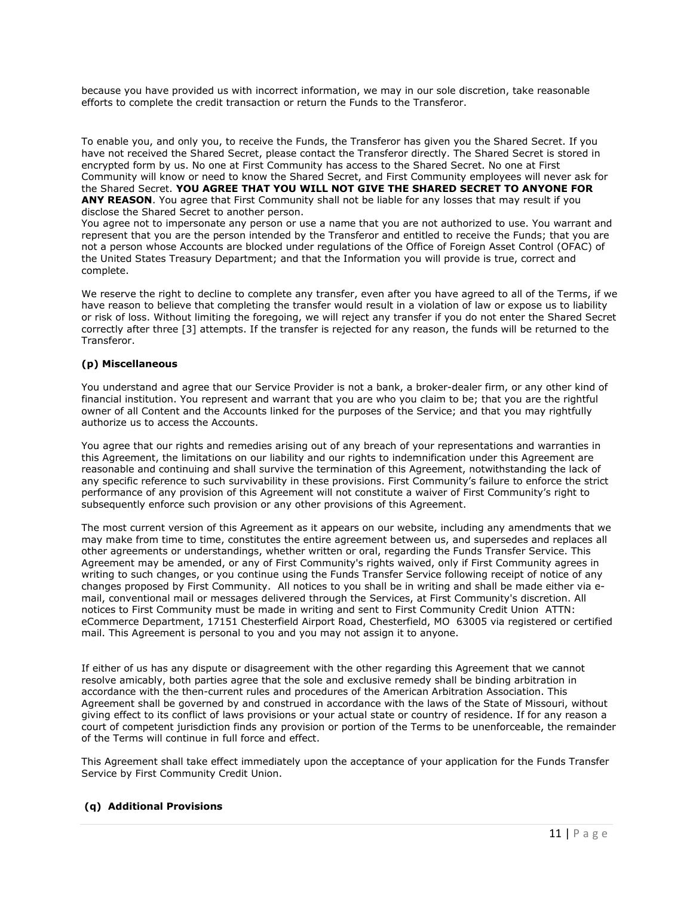because you have provided us with incorrect information, we may in our sole discretion, take reasonable efforts to complete the credit transaction or return the Funds to the Transferor.

To enable you, and only you, to receive the Funds, the Transferor has given you the Shared Secret. If you have not received the Shared Secret, please contact the Transferor directly. The Shared Secret is stored in encrypted form by us. No one at First Community has access to the Shared Secret. No one at First Community will know or need to know the Shared Secret, and First Community employees will never ask for the Shared Secret. **YOU AGREE THAT YOU WILL NOT GIVE THE SHARED SECRET TO ANYONE FOR ANY REASON**. You agree that First Community shall not be liable for any losses that may result if you disclose the Shared Secret to another person.

You agree not to impersonate any person or use a name that you are not authorized to use. You warrant and represent that you are the person intended by the Transferor and entitled to receive the Funds; that you are not a person whose Accounts are blocked under regulations of the Office of Foreign Asset Control (OFAC) of the United States Treasury Department; and that the Information you will provide is true, correct and complete.

We reserve the right to decline to complete any transfer, even after you have agreed to all of the Terms, if we have reason to believe that completing the transfer would result in a violation of law or expose us to liability or risk of loss. Without limiting the foregoing, we will reject any transfer if you do not enter the Shared Secret correctly after three [3] attempts. If the transfer is rejected for any reason, the funds will be returned to the Transferor.

**(p) Miscellaneous**

You understand and agree that our Service Provider is not a bank, a broker-dealer firm, or any other kind of financial institution. You represent and warrant that you are who you claim to be; that you are the rightful owner of all Content and the Accounts linked for the purposes of the Service; and that you may rightfully authorize us to access the Accounts.

You agree that our rights and remedies arising out of any breach of your representations and warranties in this Agreement, the limitations on our liability and our rights to indemnification under this Agreement are reasonable and continuing and shall survive the termination of this Agreement, notwithstanding the lack of any specific reference to such survivability in these provisions. First Community's failure to enforce the strict performance of any provision of this Agreement will not constitute a waiver of First Community's right to subsequently enforce such provision or any other provisions of this Agreement.

The most current version of this Agreement as it appears on our website, including any amendments that we may make from time to time, constitutes the entire agreement between us, and supersedes and replaces all other agreements or understandings, whether written or oral, regarding the Funds Transfer Service. This Agreement may be amended, or any of First Community's rights waived, only if First Community agrees in writing to such changes, or you continue using the Funds Transfer Service following receipt of notice of any changes proposed by First Community. All notices to you shall be in writing and shall be made either via e-mail, conventional mail or messages delivered through the Services, at First Community's discretion. All notices to First Community must be made in writing and sent to First Community Credit Union ATTN: eCommerce Department, 17151 Chesterfield Airport Road, Chesterfield, MO 63005 via registered or certified mail. This Agreement is personal to you and you may not assign it to anyone.

If either of us has any dispute or disagreement with the other regarding this Agreement that we cannot resolve amicably, both parties agree that the sole and exclusive remedy shall be binding arbitration in accordance with the then-current rules and procedures of the American Arbitration Association. This Agreement shall be governed by and construed in accordance with the laws of the State of Missouri, without giving effect to its conflict of laws provisions or your actual state or country of residence. If for any reason a court of competent jurisdiction finds any provision or portion of the Terms to be unenforceable, the remainder of the Terms will continue in full force and effect.

This Agreement shall take effect immediately upon the acceptance of your application for the Funds Transfer Service by First Community Credit Union.

**(q) Additional Provisions**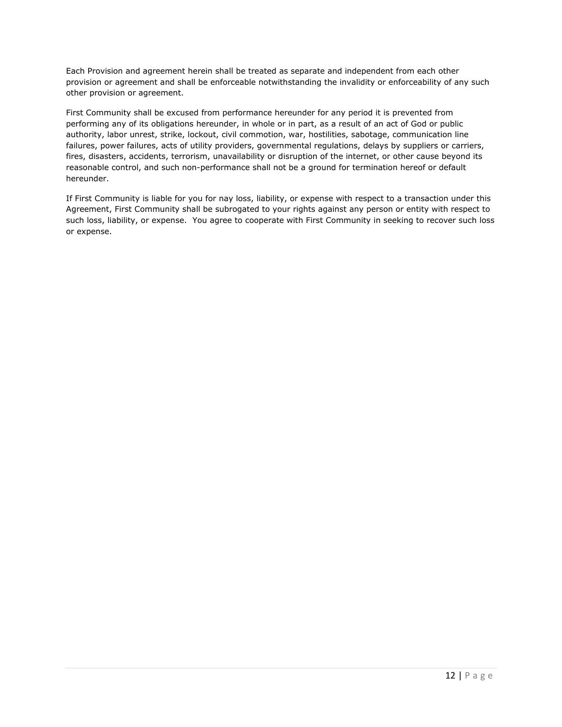Each Provision and agreement herein shall be treated as separate and independent from each other provision or agreement and shall be enforceable notwithstanding the invalidity or enforceability of any such other provision or agreement.

First Community shall be excused from performance hereunder for any period it is prevented from performing any of its obligations hereunder, in whole or in part, as a result of an act of God or public authority, labor unrest, strike, lockout, civil commotion, war, hostilities, sabotage, communication line failures, power failures, acts of utility providers, governmental regulations, delays by suppliers or carriers, fires, disasters, accidents, terrorism, unavailability or disruption of the internet, or other cause beyond its reasonable control, and such non-performance shall not be a ground for termination hereof or default hereunder.

If First Community is liable for you for nay loss, liability, or expense with respect to a transaction under this Agreement, First Community shall be subrogated to your rights against any person or entity with respect to such loss, liability, or expense. You agree to cooperate with First Community in seeking to recover such loss or expense.